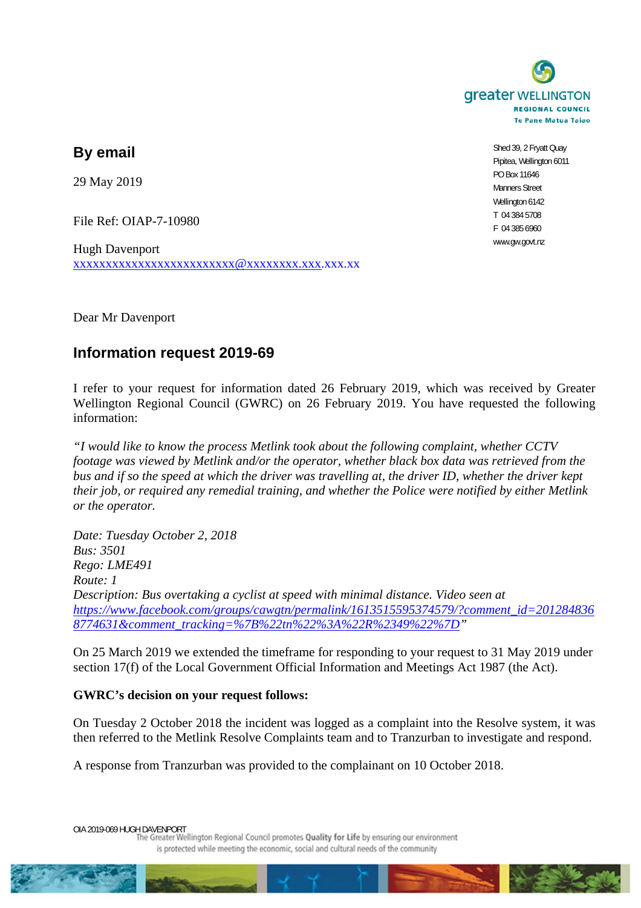greater WELLINGTON
REGIONAL COUNCIL
Te Pane Matua Taiao

Shed 39, 2 Fryatt Quay
Pipitea, Wellington 6011
PO Box 11646
Manners Street
Wellington 6142
T 04 384 5708
F 04 385 6960
www.gw.govt.nz

## By email

29 May 2019

File Ref: OIAP-7-10980

Hugh Davenport
xxxxxxxxxxxxxxxxxxxxxxxxx@xxxxxxxx.xxx.xxx.xx

Dear Mr Davenport

## Information request 2019-69

I refer to your request for information dated 26 February 2019, which was received by Greater Wellington Regional Council (GWRC) on 26 February 2019. You have requested the following information:

*"I would like to know the process Metlink took about the following complaint, whether CCTV footage was viewed by Metlink and/or the operator, whether black box data was retrieved from the bus and if so the speed at which the driver was travelling at, the driver ID, whether the driver kept their job, or required any remedial training, and whether the Police were notified by either Metlink or the operator.*

*Date: Tuesday October 2, 2018*
*Bus: 3501*
*Rego: LME491*
*Route: 1*
*Description: Bus overtaking a cyclist at speed with minimal distance. Video seen at https://www.facebook.com/groups/cawgtn/permalink/1613515595374579/?comment_id=2012848368774631&comment_tracking=%7B%22tn%22%3A%22R%2349%22%7D"*

On 25 March 2019 we extended the timeframe for responding to your request to 31 May 2019 under section 17(f) of the Local Government Official Information and Meetings Act 1987 (the Act).

**GWRC's decision on your request follows:**

On Tuesday 2 October 2018 the incident was logged as a complaint into the Resolve system, it was then referred to the Metlink Resolve Complaints team and to Tranzurban to investigate and respond.

A response from Tranzurban was provided to the complainant on 10 October 2018.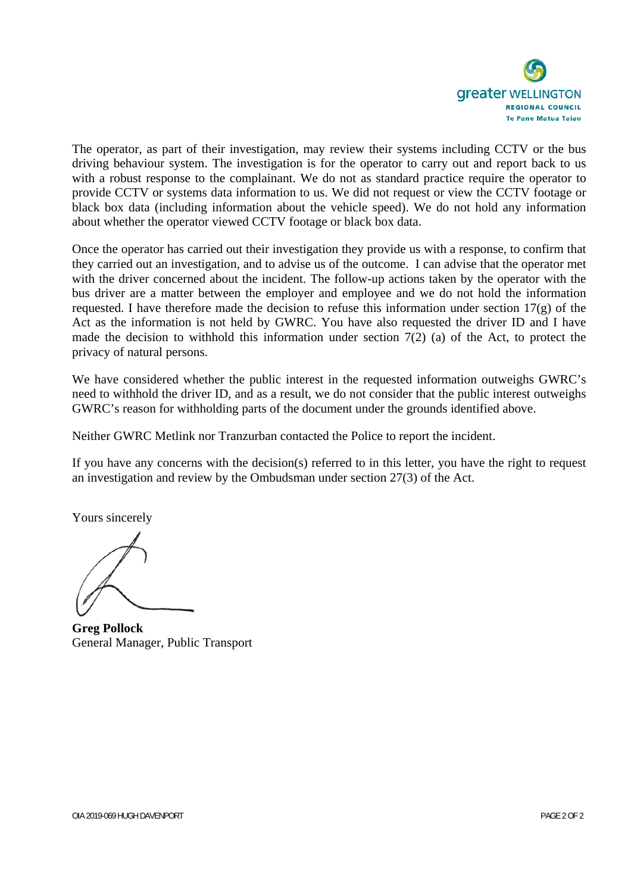The operator, as part of their investigation, may review their systems including CCTV or the bus driving behaviour system. The investigation is for the operator to carry out and report back to us with a robust response to the complainant. We do not as standard practice require the operator to provide CCTV or systems data information to us. We did not request or view the CCTV footage or black box data (including information about the vehicle speed). We do not hold any information about whether the operator viewed CCTV footage or black box data.

Once the operator has carried out their investigation they provide us with a response, to confirm that they carried out an investigation, and to advise us of the outcome. I can advise that the operator met with the driver concerned about the incident. The follow-up actions taken by the operator with the bus driver are a matter between the employer and employee and we do not hold the information requested. I have therefore made the decision to refuse this information under section 17(g) of the Act as the information is not held by GWRC. You have also requested the driver ID and I have made the decision to withhold this information under section 7(2) (a) of the Act, to protect the privacy of natural persons.

We have considered whether the public interest in the requested information outweighs GWRC's need to withhold the driver ID, and as a result, we do not consider that the public interest outweighs GWRC's reason for withholding parts of the document under the grounds identified above.

Neither GWRC Metlink nor Tranzurban contacted the Police to report the incident.

If you have any concerns with the decision(s) referred to in this letter, you have the right to request an investigation and review by the Ombudsman under section 27(3) of the Act.

Yours sincerely

**Greg Pollock**
General Manager, Public Transport

OIA 2019-069 HUGH DAVENPORT